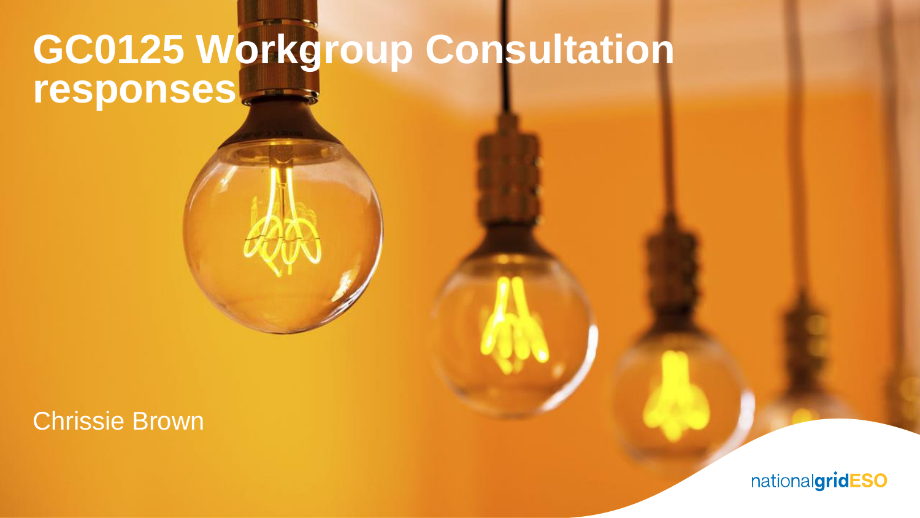# GC0125 Workgroup Consultation responses

Chrissie Brown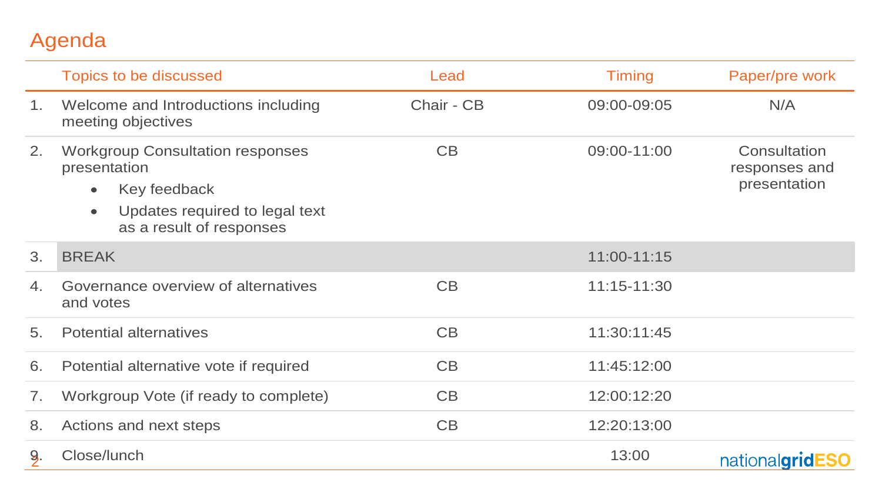# Agenda

| | Topics to be discussed | Lead | Timing | Paper/pre work |
|---|---|---|---|---|
| 1. | Welcome and Introductions including meeting objectives | Chair - CB | 09:00-09:05 | N/A |
| 2. | Workgroup Consultation responses presentation<br>• Key feedback<br>• Updates required to legal text as a result of responses | CB | 09:00-11:00 | Consultation responses and presentation |
| 3. | BREAK | | 11:00-11:15 | |
| 4. | Governance overview of alternatives and votes | CB | 11:15-11:30 | |
| 5. | Potential alternatives | CB | 11:30:11:45 | |
| 6. | Potential alternative vote if required | CB | 11:45:12:00 | |
| 7. | Workgroup Vote (if ready to complete) | CB | 12:00:12:20 | |
| 8. | Actions and next steps | CB | 12:20:13:00 | |
| 9. | Close/lunch | | 13:00 | |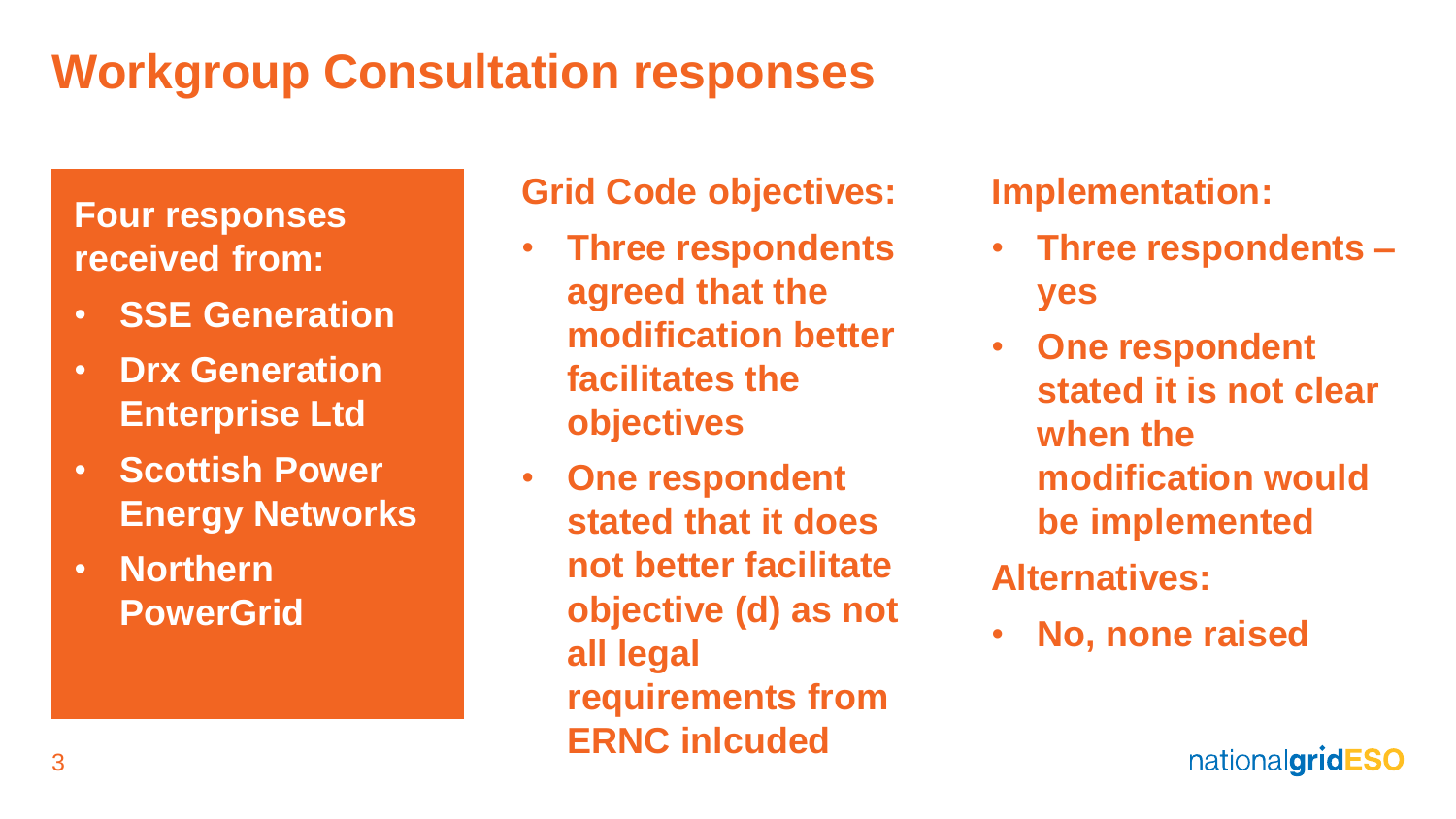# Workgroup Consultation responses

**Four responses received from:**

- **SSE Generation**
- **Drx Generation Enterprise Ltd**
- **Scottish Power Energy Networks**
- **Northern PowerGrid**

**Grid Code objectives:**

- **Three respondents agreed that the modification better facilitates the objectives**
- **One respondent stated that it does not better facilitate objective (d) as not all legal requirements from ERNC inlcuded**

**Implementation:**

- **Three respondents – yes**
- **One respondent stated it is not clear when the modification would be implemented**

**Alternatives:**

- **No, none raised**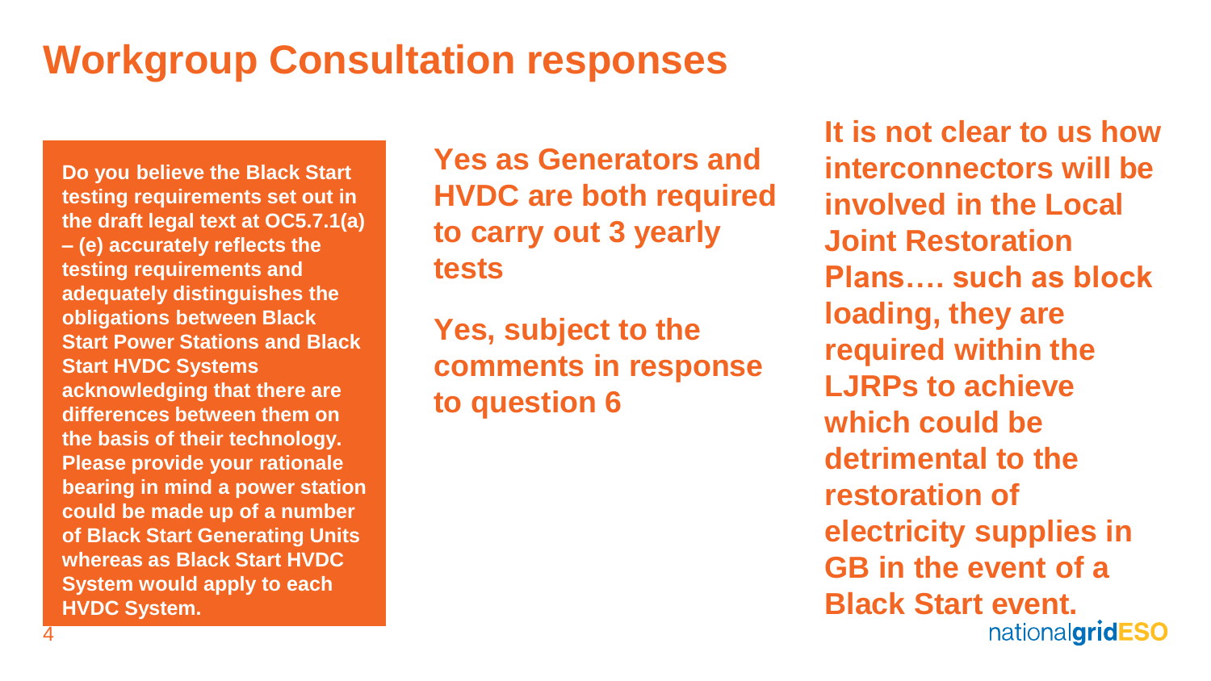# Workgroup Consultation responses

**Do you believe the Black Start testing requirements set out in the draft legal text at OC5.7.1(a) – (e) accurately reflects the testing requirements and adequately distinguishes the obligations between Black Start Power Stations and Black Start HVDC Systems acknowledging that there are differences between them on the basis of their technology. Please provide your rationale bearing in mind a power station could be made up of a number of Black Start Generating Units whereas as Black Start HVDC System would apply to each HVDC System.**

**Yes as Generators and HVDC are both required to carry out 3 yearly tests**

**Yes, subject to the comments in response to question 6**

**It is not clear to us how interconnectors will be involved in the Local Joint Restoration Plans…. such as block loading, they are required within the LJRPs to achieve which could be detrimental to the restoration of electricity supplies in GB in the event of a Black Start event.**